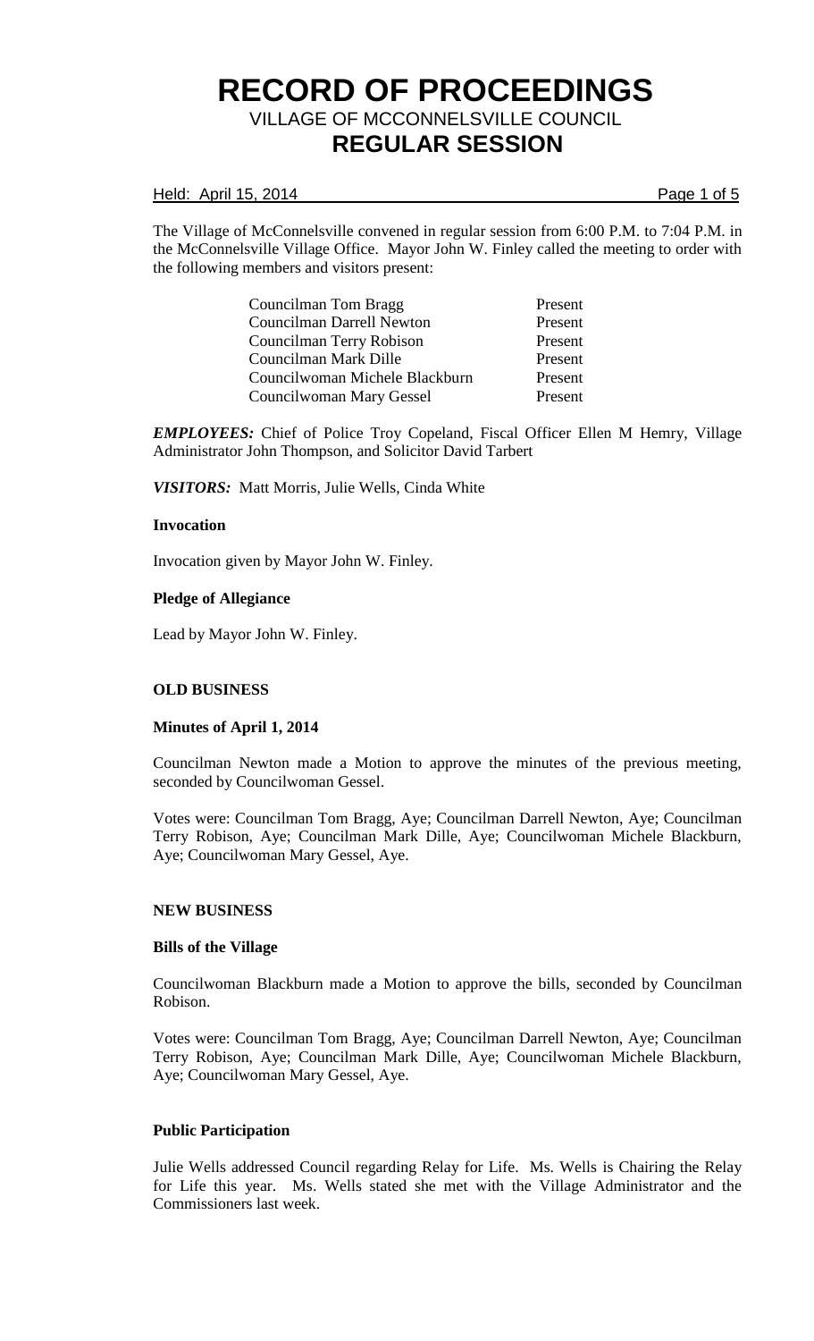# RECORD OF PROCEEDINGS

## VILLAGE OF MCCONNELSVILLE COUNCIL

## REGULAR SESSION

Held: April 15, 2014

The Village of McConnelsville convened in regular session from 6:00 P.M. to 7:04 P.M. in the McConnelsville Village Office. Mayor John W. Finley called the meeting to order with the following members and visitors present:

| | |
|---|---|
| Councilman Tom Bragg | Present |
| Councilman Darrell Newton | Present |
| Councilman Terry Robison | Present |
| Councilman Mark Dille | Present |
| Councilwoman Michele Blackburn | Present |
| Councilwoman Mary Gessel | Present |

***EMPLOYEES:*** Chief of Police Troy Copeland, Fiscal Officer Ellen M Hemry, Village Administrator John Thompson, and Solicitor David Tarbert

***VISITORS:*** Matt Morris, Julie Wells, Cinda White

**Invocation**

Invocation given by Mayor John W. Finley.

**Pledge of Allegiance**

Lead by Mayor John W. Finley.

**OLD BUSINESS**

**Minutes of April 1, 2014**

Councilman Newton made a Motion to approve the minutes of the previous meeting, seconded by Councilwoman Gessel.

Votes were: Councilman Tom Bragg, Aye; Councilman Darrell Newton, Aye; Councilman Terry Robison, Aye; Councilman Mark Dille, Aye; Councilwoman Michele Blackburn, Aye; Councilwoman Mary Gessel, Aye.

**NEW BUSINESS**

**Bills of the Village**

Councilwoman Blackburn made a Motion to approve the bills, seconded by Councilman Robison.

Votes were: Councilman Tom Bragg, Aye; Councilman Darrell Newton, Aye; Councilman Terry Robison, Aye; Councilman Mark Dille, Aye; Councilwoman Michele Blackburn, Aye; Councilwoman Mary Gessel, Aye.

**Public Participation**

Julie Wells addressed Council regarding Relay for Life. Ms. Wells is Chairing the Relay for Life this year. Ms. Wells stated she met with the Village Administrator and the Commissioners last week.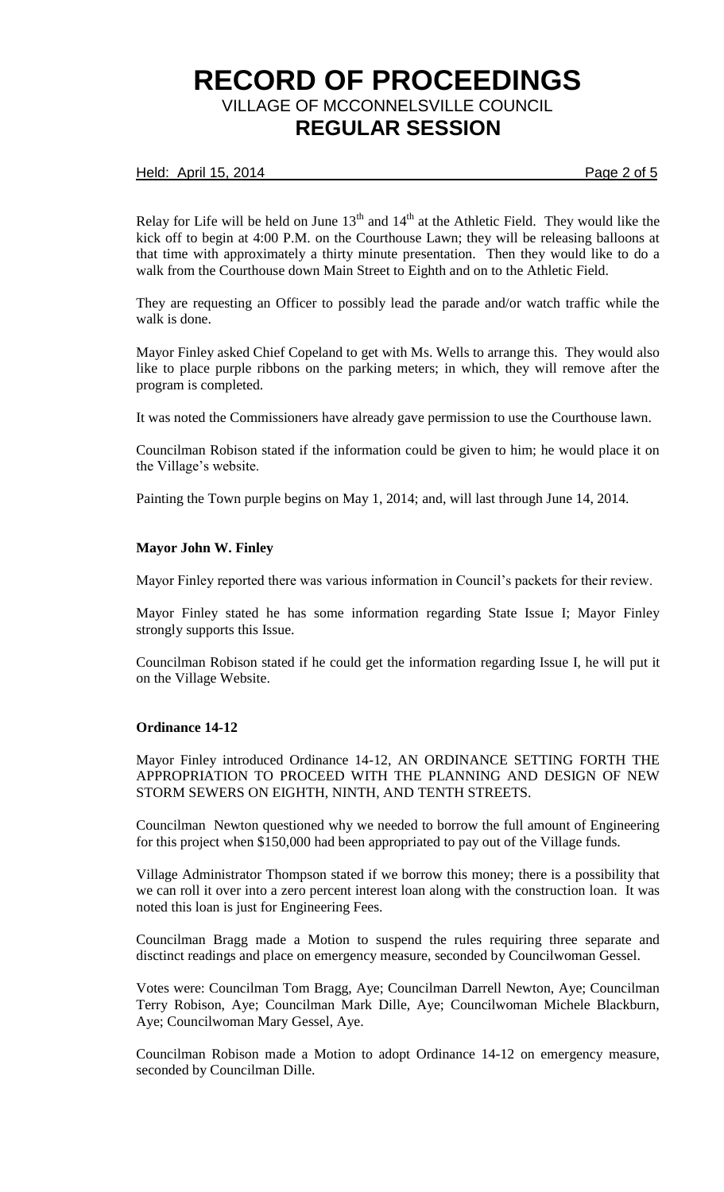Relay for Life will be held on June 13th and 14th at the Athletic Field. They would like the kick off to begin at 4:00 P.M. on the Courthouse Lawn; they will be releasing balloons at that time with approximately a thirty minute presentation. Then they would like to do a walk from the Courthouse down Main Street to Eighth and on to the Athletic Field.

They are requesting an Officer to possibly lead the parade and/or watch traffic while the walk is done.

Mayor Finley asked Chief Copeland to get with Ms. Wells to arrange this. They would also like to place purple ribbons on the parking meters; in which, they will remove after the program is completed.

It was noted the Commissioners have already gave permission to use the Courthouse lawn.

Councilman Robison stated if the information could be given to him; he would place it on the Village's website.

Painting the Town purple begins on May 1, 2014; and, will last through June 14, 2014.

**Mayor John W. Finley**

Mayor Finley reported there was various information in Council's packets for their review.

Mayor Finley stated he has some information regarding State Issue I; Mayor Finley strongly supports this Issue.

Councilman Robison stated if he could get the information regarding Issue I, he will put it on the Village Website.

**Ordinance 14-12**

Mayor Finley introduced Ordinance 14-12, AN ORDINANCE SETTING FORTH THE APPROPRIATION TO PROCEED WITH THE PLANNING AND DESIGN OF NEW STORM SEWERS ON EIGHTH, NINTH, AND TENTH STREETS.

Councilman Newton questioned why we needed to borrow the full amount of Engineering for this project when $150,000 had been appropriated to pay out of the Village funds.

Village Administrator Thompson stated if we borrow this money; there is a possibility that we can roll it over into a zero percent interest loan along with the construction loan. It was noted this loan is just for Engineering Fees.

Councilman Bragg made a Motion to suspend the rules requiring three separate and disctinct readings and place on emergency measure, seconded by Councilwoman Gessel.

Votes were: Councilman Tom Bragg, Aye; Councilman Darrell Newton, Aye; Councilman Terry Robison, Aye; Councilman Mark Dille, Aye; Councilwoman Michele Blackburn, Aye; Councilwoman Mary Gessel, Aye.

Councilman Robison made a Motion to adopt Ordinance 14-12 on emergency measure, seconded by Councilman Dille.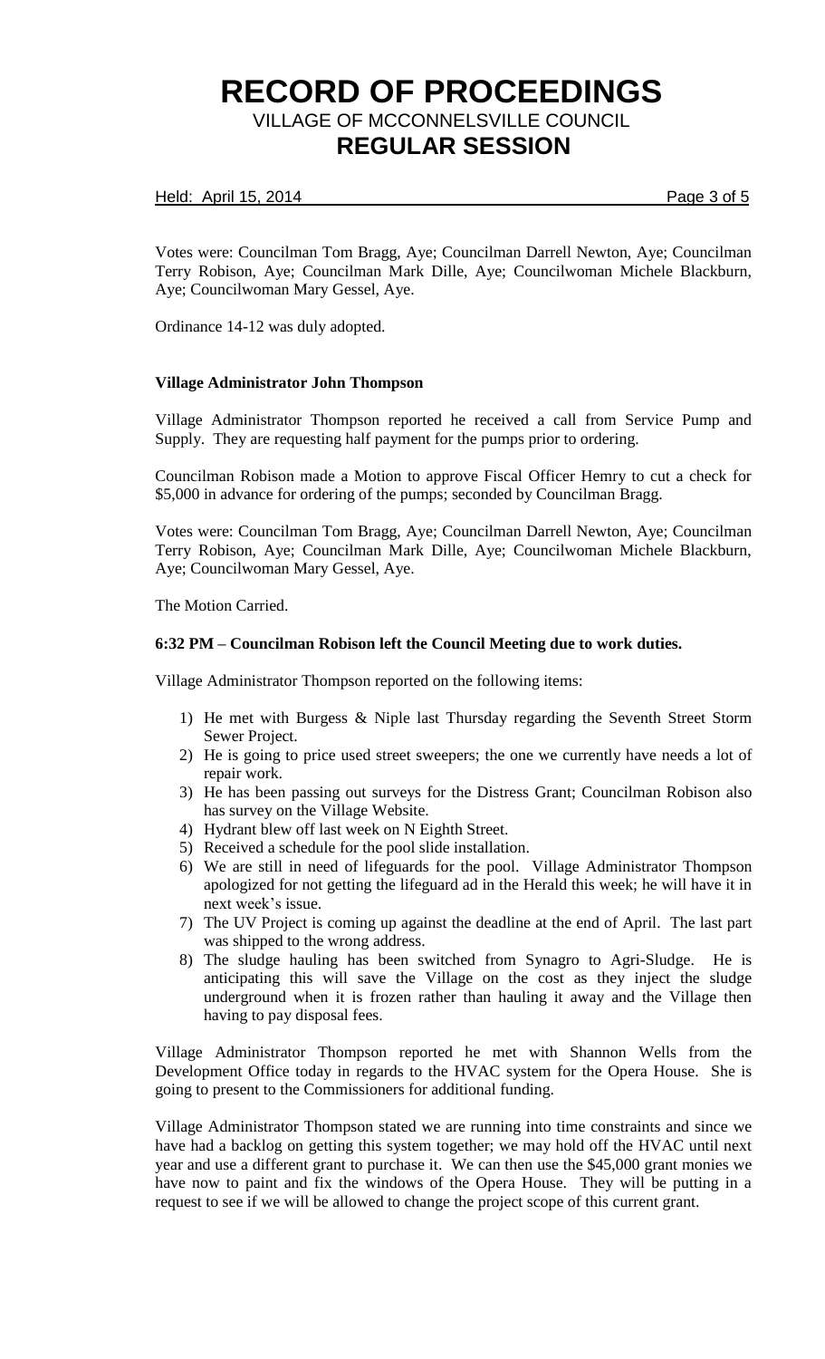Votes were: Councilman Tom Bragg, Aye; Councilman Darrell Newton, Aye; Councilman Terry Robison, Aye; Councilman Mark Dille, Aye; Councilwoman Michele Blackburn, Aye; Councilwoman Mary Gessel, Aye.

Ordinance 14-12 was duly adopted.

**Village Administrator John Thompson**

Village Administrator Thompson reported he received a call from Service Pump and Supply. They are requesting half payment for the pumps prior to ordering.

Councilman Robison made a Motion to approve Fiscal Officer Hemry to cut a check for $5,000 in advance for ordering of the pumps; seconded by Councilman Bragg.

Votes were: Councilman Tom Bragg, Aye; Councilman Darrell Newton, Aye; Councilman Terry Robison, Aye; Councilman Mark Dille, Aye; Councilwoman Michele Blackburn, Aye; Councilwoman Mary Gessel, Aye.

The Motion Carried.

**6:32 PM – Councilman Robison left the Council Meeting due to work duties.**

Village Administrator Thompson reported on the following items:

1) He met with Burgess & Niple last Thursday regarding the Seventh Street Storm Sewer Project.
2) He is going to price used street sweepers; the one we currently have needs a lot of repair work.
3) He has been passing out surveys for the Distress Grant; Councilman Robison also has survey on the Village Website.
4) Hydrant blew off last week on N Eighth Street.
5) Received a schedule for the pool slide installation.
6) We are still in need of lifeguards for the pool. Village Administrator Thompson apologized for not getting the lifeguard ad in the Herald this week; he will have it in next week's issue.
7) The UV Project is coming up against the deadline at the end of April. The last part was shipped to the wrong address.
8) The sludge hauling has been switched from Synagro to Agri-Sludge. He is anticipating this will save the Village on the cost as they inject the sludge underground when it is frozen rather than hauling it away and the Village then having to pay disposal fees.

Village Administrator Thompson reported he met with Shannon Wells from the Development Office today in regards to the HVAC system for the Opera House. She is going to present to the Commissioners for additional funding.

Village Administrator Thompson stated we are running into time constraints and since we have had a backlog on getting this system together; we may hold off the HVAC until next year and use a different grant to purchase it. We can then use the $45,000 grant monies we have now to paint and fix the windows of the Opera House. They will be putting in a request to see if we will be allowed to change the project scope of this current grant.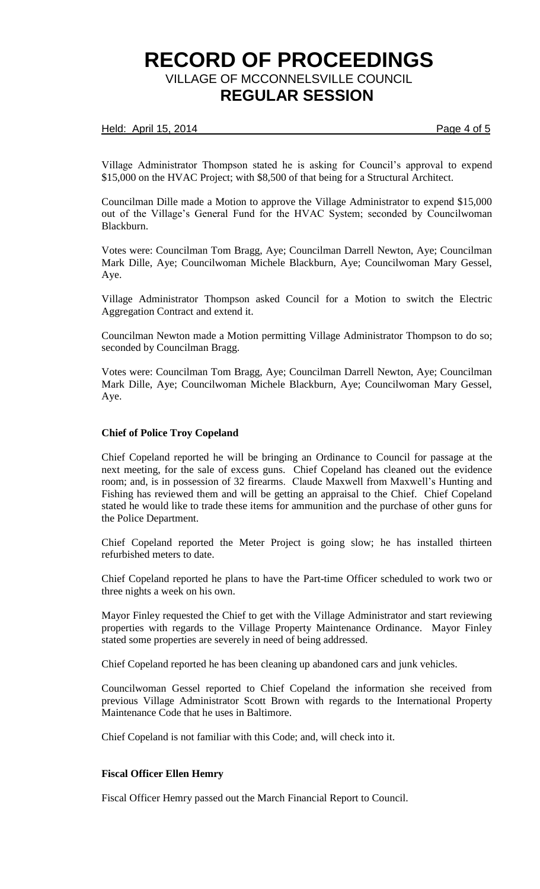Village Administrator Thompson stated he is asking for Council's approval to expend $15,000 on the HVAC Project; with $8,500 of that being for a Structural Architect.

Councilman Dille made a Motion to approve the Village Administrator to expend $15,000 out of the Village's General Fund for the HVAC System; seconded by Councilwoman Blackburn.

Votes were: Councilman Tom Bragg, Aye; Councilman Darrell Newton, Aye; Councilman Mark Dille, Aye; Councilwoman Michele Blackburn, Aye; Councilwoman Mary Gessel, Aye.

Village Administrator Thompson asked Council for a Motion to switch the Electric Aggregation Contract and extend it.

Councilman Newton made a Motion permitting Village Administrator Thompson to do so; seconded by Councilman Bragg.

Votes were: Councilman Tom Bragg, Aye; Councilman Darrell Newton, Aye; Councilman Mark Dille, Aye; Councilwoman Michele Blackburn, Aye; Councilwoman Mary Gessel, Aye.

**Chief of Police Troy Copeland**

Chief Copeland reported he will be bringing an Ordinance to Council for passage at the next meeting, for the sale of excess guns. Chief Copeland has cleaned out the evidence room; and, is in possession of 32 firearms. Claude Maxwell from Maxwell's Hunting and Fishing has reviewed them and will be getting an appraisal to the Chief. Chief Copeland stated he would like to trade these items for ammunition and the purchase of other guns for the Police Department.

Chief Copeland reported the Meter Project is going slow; he has installed thirteen refurbished meters to date.

Chief Copeland reported he plans to have the Part-time Officer scheduled to work two or three nights a week on his own.

Mayor Finley requested the Chief to get with the Village Administrator and start reviewing properties with regards to the Village Property Maintenance Ordinance. Mayor Finley stated some properties are severely in need of being addressed.

Chief Copeland reported he has been cleaning up abandoned cars and junk vehicles.

Councilwoman Gessel reported to Chief Copeland the information she received from previous Village Administrator Scott Brown with regards to the International Property Maintenance Code that he uses in Baltimore.

Chief Copeland is not familiar with this Code; and, will check into it.

**Fiscal Officer Ellen Hemry**

Fiscal Officer Hemry passed out the March Financial Report to Council.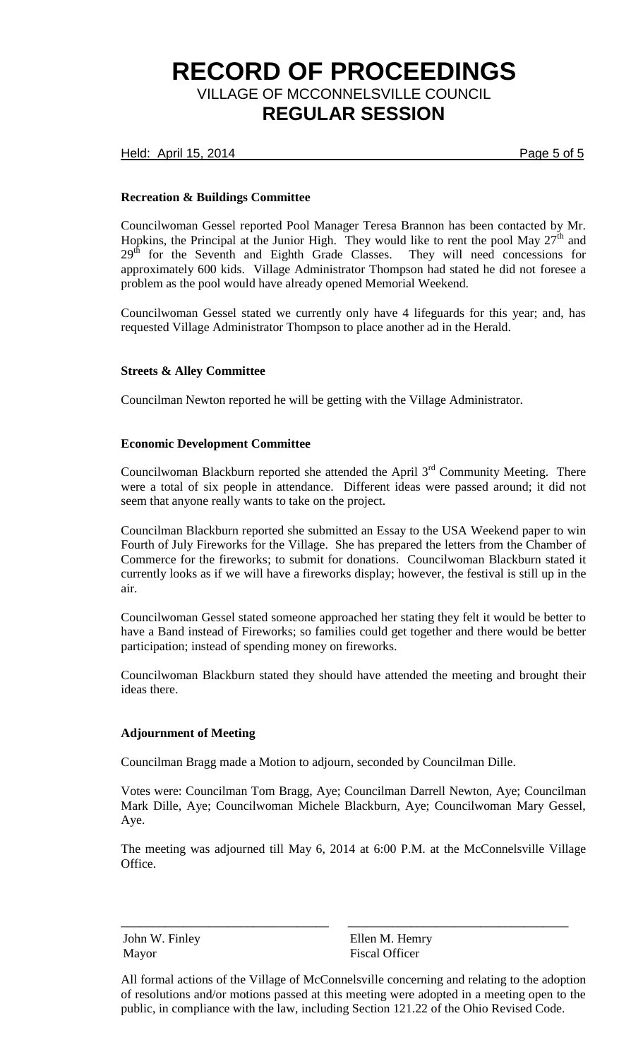### Recreation & Buildings Committee

Councilwoman Gessel reported Pool Manager Teresa Brannon has been contacted by Mr. Hopkins, the Principal at the Junior High. They would like to rent the pool May 27th and 29th for the Seventh and Eighth Grade Classes. They will need concessions for approximately 600 kids. Village Administrator Thompson had stated he did not foresee a problem as the pool would have already opened Memorial Weekend.

Councilwoman Gessel stated we currently only have 4 lifeguards for this year; and, has requested Village Administrator Thompson to place another ad in the Herald.

### Streets & Alley Committee

Councilman Newton reported he will be getting with the Village Administrator.

### Economic Development Committee

Councilwoman Blackburn reported she attended the April 3rd Community Meeting. There were a total of six people in attendance. Different ideas were passed around; it did not seem that anyone really wants to take on the project.

Councilman Blackburn reported she submitted an Essay to the USA Weekend paper to win Fourth of July Fireworks for the Village. She has prepared the letters from the Chamber of Commerce for the fireworks; to submit for donations. Councilwoman Blackburn stated it currently looks as if we will have a fireworks display; however, the festival is still up in the air.

Councilwoman Gessel stated someone approached her stating they felt it would be better to have a Band instead of Fireworks; so families could get together and there would be better participation; instead of spending money on fireworks.

Councilwoman Blackburn stated they should have attended the meeting and brought their ideas there.

### Adjournment of Meeting

Councilman Bragg made a Motion to adjourn, seconded by Councilman Dille.

Votes were: Councilman Tom Bragg, Aye; Councilman Darrell Newton, Aye; Councilman Mark Dille, Aye; Councilwoman Michele Blackburn, Aye; Councilwoman Mary Gessel, Aye.

The meeting was adjourned till May 6, 2014 at 6:00 P.M. at the McConnelsville Village Office.

| | |
|---|---|
| John W. Finley | Ellen M. Hemry |
| Mayor | Fiscal Officer |

All formal actions of the Village of McConnelsville concerning and relating to the adoption of resolutions and/or motions passed at this meeting were adopted in a meeting open to the public, in compliance with the law, including Section 121.22 of the Ohio Revised Code.